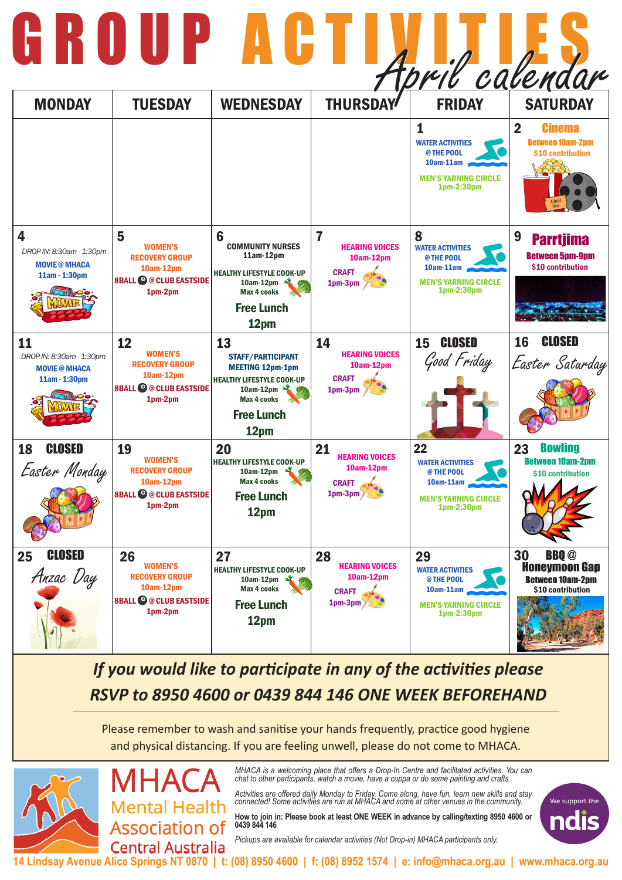# GROUP ACTIVITIES *April calendar*

| MONDAY | TUESDAY | WEDNESDAY | THURSDAY | FRIDAY | SATURDAY |
|---|---|---|---|---|---|
| | | | | **1** WATER ACTIVITIES @ THE POOL 10am-11am<br>MEN'S YARNING CIRCLE 1pm-2:30pm | **2** **Cinema** Between 10am-2pm $10 contribution |
| **4** *DROP IN: 8:30am - 1:30pm*<br>MOVIE @ MHACA 11am - 1:30pm | **5** WOMEN'S RECOVERY GROUP 10am-12pm<br>8BALL @ CLUB EASTSIDE 1pm-2pm | **6** COMMUNITY NURSES 11am-12pm<br>HEALTHY LIFESTYLE COOK-UP 10am-12pm Max 4 cooks<br>**Free Lunch 12pm** | **7** HEARING VOICES 10am-12pm<br>CRAFT 1pm-3pm | **8** WATER ACTIVITIES @ THE POOL 10am-11am<br>MEN'S YARNING CIRCLE 1pm-2:30pm | **9** **Parrtjima** Between 5pm-9pm $10 contribution |
| **11** *DROP IN: 8:30am - 1:30pm*<br>MOVIE @ MHACA 11am - 1:30pm | **12** WOMEN'S RECOVERY GROUP 10am-12pm<br>8BALL @ CLUB EASTSIDE 1pm-2pm | **13** STAFF/PARTICIPANT MEETING 12pm-1pm<br>HEALTHY LIFESTYLE COOK-UP 10am-12pm Max 4 cooks<br>**Free Lunch 12pm** | **14** HEARING VOICES 10am-12pm<br>CRAFT 1pm-3pm | **15** **CLOSED** *Good Friday* | **16** **CLOSED** *Easter Saturday* |
| **18** **CLOSED** *Easter Monday* | **19** WOMEN'S RECOVERY GROUP 10am-12pm<br>8BALL @ CLUB EASTSIDE 1pm-2pm | **20** HEALTHY LIFESTYLE COOK-UP 10am-12pm Max 4 cooks<br>**Free Lunch 12pm** | **21** HEARING VOICES 10am-12pm<br>CRAFT 1pm-3pm | **22** WATER ACTIVITIES @ THE POOL 10am-11am<br>MEN'S YARNING CIRCLE 1pm-2:30pm | **23** **Bowling** Between 10am-2pm $10 contribution |
| **25** **CLOSED** *Anzac Day* | **26** WOMEN'S RECOVERY GROUP 10am-12pm<br>8BALL @ CLUB EASTSIDE 1pm-2pm | **27** HEALTHY LIFESTYLE COOK-UP 10am-12pm Max 4 cooks<br>**Free Lunch 12pm** | **28** HEARING VOICES 10am-12pm<br>CRAFT 1pm-3pm | **29** WATER ACTIVITIES @ THE POOL 10am-11am<br>MEN'S YARNING CIRCLE 1pm-2:30pm | **30** **BBQ @ Honeymoon Gap** Between 10am-2pm $10 contribution |

***If you would like to participate in any of the activities please RSVP to 8950 4600 or 0439 844 146 ONE WEEK BEFOREHAND***

Please remember to wash and sanitise your hands frequently, practice good hygiene and physical distancing. If you are feeling unwell, please do not come to MHACA.

**MHACA Mental Health Association of Central Australia**

*MHACA is a welcoming place that offers a Drop-In Centre and facilitated activities. You can chat to other participants, watch a movie, have a cuppa or do some painting and crafts.*

*Activities are offered daily Monday to Friday. Come along, have fun, learn new skills and stay connected! Some activities are run at MHACA and some at other venues in the community.*

**How to join in: Please book at least ONE WEEK in advance by calling/texting 8950 4600 or 0439 844 146**

*Pickups are available for calendar activities (Not Drop-in) MHACA participants only.*

We support the ndis

14 Lindsay Avenue Alice Springs NT 0870 | t: (08) 8950 4600 | f: (08) 8952 1574 | e: info@mhaca.org.au | www.mhaca.org.au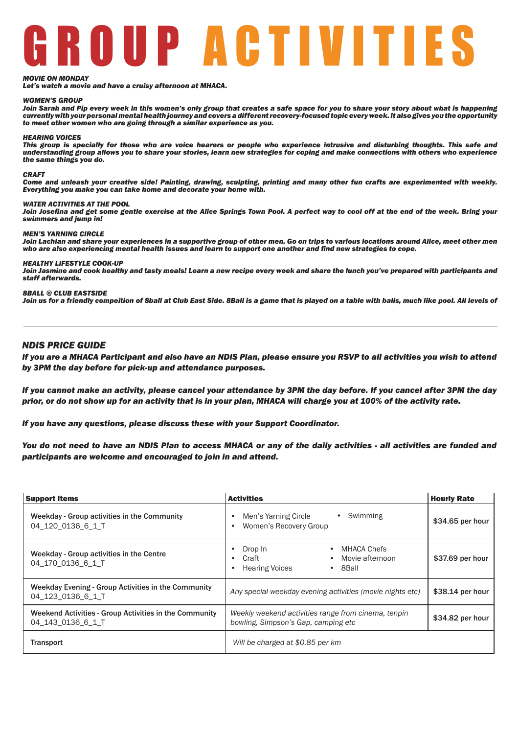# GROUP ACTIVITIES

***MOVIE ON MONDAY***
***Let's watch a movie and have a cruisy afternoon at MHACA.***

***WOMEN'S GROUP***
***Join Sarah and Pip every week in this women's only group that creates a safe space for you to share your story about what is happening currently with your personal mental health journey and covers a different recovery-focused topic every week. It also gives you the opportunity to meet other women who are going through a similar experience as you.***

***HEARING VOICES***
***This group is specially for those who are voice hearers or people who experience intrusive and disturbing thoughts. This safe and understanding group allows you to share your stories, learn new strategies for coping and make connections with others who experience the same things you do.***

***CRAFT***
***Come and unleash your creative side! Painting, drawing, sculpting, printing and many other fun crafts are experimented with weekly. Everything you make you can take home and decorate your home with.***

***WATER ACTIVITIES AT THE POOL***
***Join Josefina and get some gentle exercise at the Alice Springs Town Pool. A perfect way to cool off at the end of the week. Bring your swimmers and jump in!***

***MEN'S YARNING CIRCLE***
***Join Lachlan and share your experiences in a supportive group of other men. Go on trips to various locations around Alice, meet other men who are also experiencing mental health issues and learn to support one another and find new strategies to cope.***

***HEALTHY LIFESTYLE COOK-UP***
***Join Jasmine and cook healthy and tasty meals! Learn a new recipe every week and share the lunch you've prepared with participants and staff afterwards.***

***8BALL @ CLUB EASTSIDE***
***Join us for a friendly compeition of 8ball at Club East Side. 8Ball is a game that is played on a table with balls, much like pool. All levels of***

---

## *NDIS PRICE GUIDE*

***If you are a MHACA Participant and also have an NDIS Plan, please ensure you RSVP to all activities you wish to attend by 3PM the day before for pick-up and attendance purposes.***

***If you cannot make an activity, please cancel your attendance by 3PM the day before. If you cancel after 3PM the day prior, or do not show up for an activity that is in your plan, MHACA will charge you at 100% of the activity rate.***

***If you have any questions, please discuss these with your Support Coordinator.***

***You do not need to have an NDIS Plan to access MHACA or any of the daily activities - all activities are funded and participants are welcome and encouraged to join in and attend.***

| Support Items | Activities | Hourly Rate |
|---|---|---|
| Weekday - Group activities in the Community<br>04_120_0136_6_1_T | • Men's Yarning Circle<br>• Women's Recovery Group<br>• Swimming | $34.65 per hour |
| Weekday - Group activities in the Centre<br>04_170_0136_6_1_T | • Drop In<br>• Craft<br>• Hearing Voices<br>• MHACA Chefs<br>• Movie afternoon<br>• 8Ball | $37.69 per hour |
| Weekday Evening - Group Activities in the Community<br>04_123_0136_6_1_T | *Any special weekday evening activities (movie nights etc)* | $38.14 per hour |
| Weekend Activities - Group Activities in the Community<br>04_143_0136_6_1_T | *Weekly weekend activities range from cinema, tenpin bowling, Simpson's Gap, camping etc* | $34.82 per hour |
| Transport | *Will be charged at $0.85 per km* | |